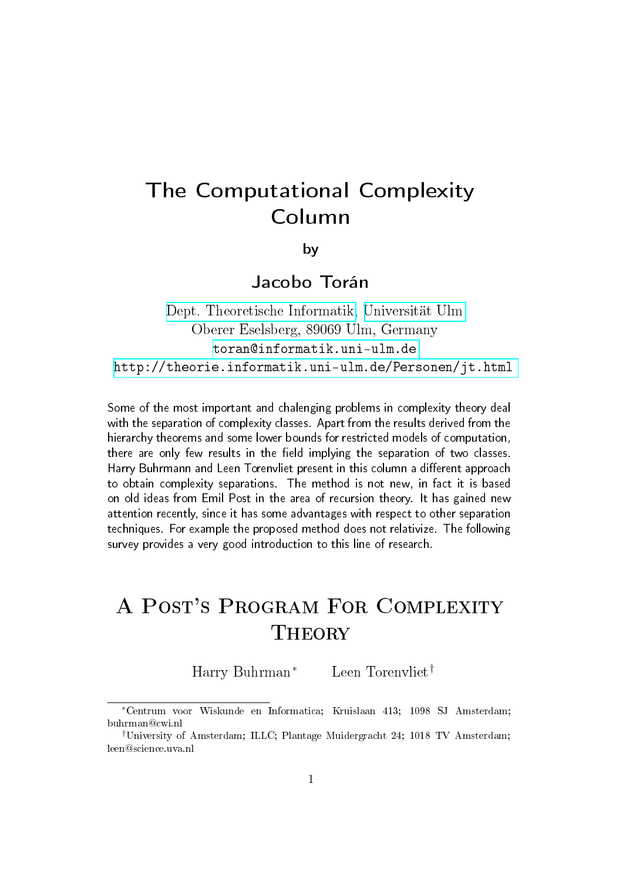# The Computational Complexity Column

by

## Jacobo Torán

Dept. Theoretische Informatik, Universität Ulm
Oberer Eselsberg, 89069 Ulm, Germany
toran@informatik.uni-ulm.de
http://theorie.informatik.uni-ulm.de/Personen/jt.html

Some of the most important and chalenging problems in complexity theory deal with the separation of complexity classes. Apart from the results derived from the hierarchy theorems and some lower bounds for restricted models of computation, there are only few results in the field implying the separation of two classes. Harry Buhrmann and Leen Torenvliet present in this column a different approach to obtain complexity separations. The method is not new, in fact it is based on old ideas from Emil Post in the area of recursion theory. It has gained new attention recently, since it has some advantages with respect to other separation techniques. For example the proposed method does not relativize. The following survey provides a very good introduction to this line of research.

# A Post's Program For Complexity Theory

Harry Buhrman[*] Leen Torenvliet[†]

[*] Centrum voor Wiskunde en Informatica; Kruislaan 413; 1098 SJ Amsterdam; buhrman@cwi.nl

[†] University of Amsterdam; ILLC; Plantage Muidergracht 24; 1018 TV Amsterdam; leen@science.uva.nl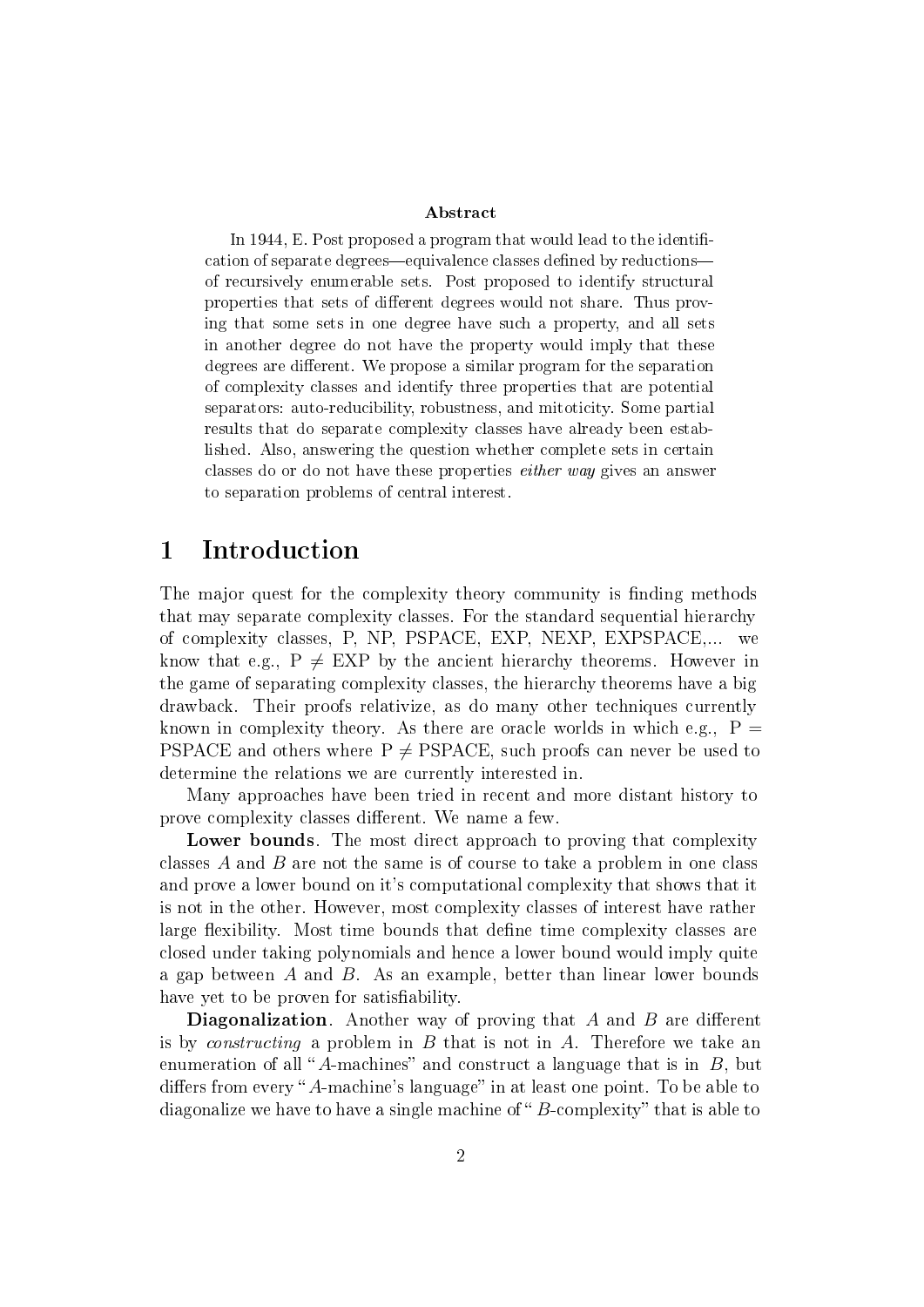**Abstract**

In 1944, E. Post proposed a program that would lead to the identification of separate degrees—equivalence classes defined by reductions—of recursively enumerable sets. Post proposed to identify structural properties that sets of different degrees would not share. Thus proving that some sets in one degree have such a property, and all sets in another degree do not have the property would imply that these degrees are different. We propose a similar program for the separation of complexity classes and identify three properties that are potential separators: auto-reducibility, robustness, and mitoticity. Some partial results that do separate complexity classes have already been established. Also, answering the question whether complete sets in certain classes do or do not have these properties *either way* gives an answer to separation problems of central interest.

# 1 Introduction

The major quest for the complexity theory community is finding methods that may separate complexity classes. For the standard sequential hierarchy of complexity classes, P, NP, PSPACE, EXP, NEXP, EXPSPACE,... we know that e.g., P $\neq$ EXP by the ancient hierarchy theorems. However in the game of separating complexity classes, the hierarchy theorems have a big drawback. Their proofs relativize, as do many other techniques currently known in complexity theory. As there are oracle worlds in which e.g., P = PSPACE and others where P $\neq$ PSPACE, such proofs can never be used to determine the relations we are currently interested in.

Many approaches have been tried in recent and more distant history to prove complexity classes different. We name a few.

**Lower bounds**. The most direct approach to proving that complexity classes $A$ and $B$ are not the same is of course to take a problem in one class and prove a lower bound on it's computational complexity that shows that it is not in the other. However, most complexity classes of interest have rather large flexibility. Most time bounds that define time complexity classes are closed under taking polynomials and hence a lower bound would imply quite a gap between $A$ and $B$. As an example, better than linear lower bounds have yet to be proven for satisfiability.

**Diagonalization**. Another way of proving that $A$ and $B$ are different is by *constructing* a problem in $B$ that is not in $A$. Therefore we take an enumeration of all "$A$-machines" and construct a language that is in $B$, but differs from every "$A$-machine's language" in at least one point. To be able to diagonalize we have to have a single machine of "$B$-complexity" that is able to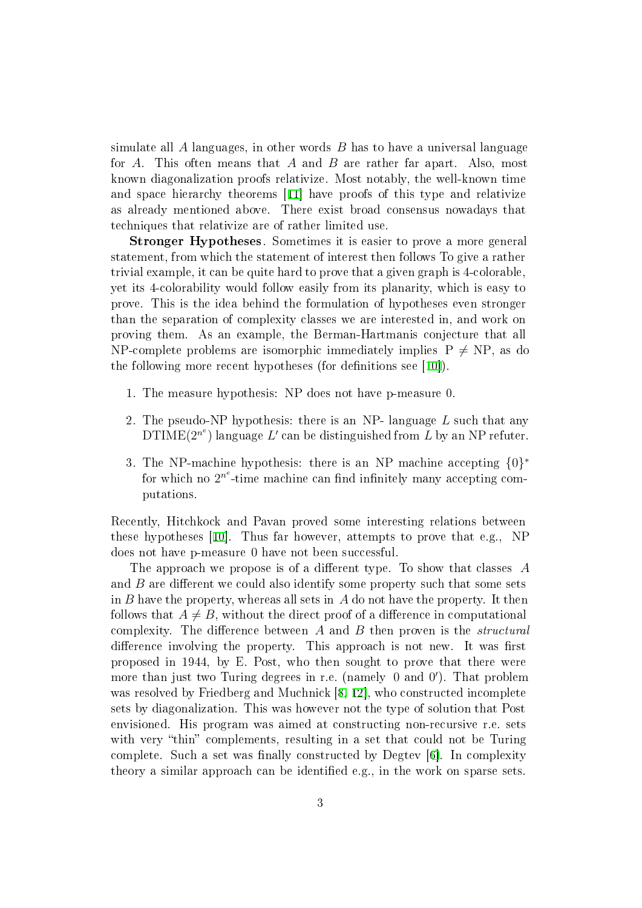simulate all $A$ languages, in other words $B$ has to have a universal language for $A$. This often means that $A$ and $B$ are rather far apart. Also, most known diagonalization proofs relativize. Most notably, the well-known time and space hierarchy theorems [11] have proofs of this type and relativize as already mentioned above. There exist broad consensus nowadays that techniques that relativize are of rather limited use.

**Stronger Hypotheses**. Sometimes it is easier to prove a more general statement, from which the statement of interest then follows To give a rather trivial example, it can be quite hard to prove that a given graph is 4-colorable, yet its 4-colorability would follow easily from its planarity, which is easy to prove. This is the idea behind the formulation of hypotheses even stronger than the separation of complexity classes we are interested in, and work on proving them. As an example, the Berman-Hartmanis conjecture that all NP-complete problems are isomorphic immediately implies P $\neq$ NP, as do the following more recent hypotheses (for definitions see [10]).

1. The measure hypothesis: NP does not have p-measure 0.
2. The pseudo-NP hypothesis: there is an NP- language $L$ such that any DTIME($2^{n^\epsilon}$) language $L'$ can be distinguished from $L$ by an NP refuter.
3. The NP-machine hypothesis: there is an NP machine accepting $\{0\}^*$ for which no $2^{n^\epsilon}$-time machine can find infinitely many accepting computations.

Recently, Hitchkock and Pavan proved some interesting relations between these hypotheses [10]. Thus far however, attempts to prove that e.g., NP does not have p-measure 0 have not been successful.

The approach we propose is of a different type. To show that classes $A$ and $B$ are different we could also identify some property such that some sets in $B$ have the property, whereas all sets in $A$ do not have the property. It then follows that $A \neq B$, without the direct proof of a difference in computational complexity. The difference between $A$ and $B$ then proven is the *structural* difference involving the property. This approach is not new. It was first proposed in 1944, by E. Post, who then sought to prove that there were more than just two Turing degrees in r.e. (namely 0 and $0'$). That problem was resolved by Friedberg and Muchnick [8, 12], who constructed incomplete sets by diagonalization. This was however not the type of solution that Post envisioned. His program was aimed at constructing non-recursive r.e. sets with very "thin" complements, resulting in a set that could not be Turing complete. Such a set was finally constructed by Degtev [6]. In complexity theory a similar approach can be identified e.g., in the work on sparse sets.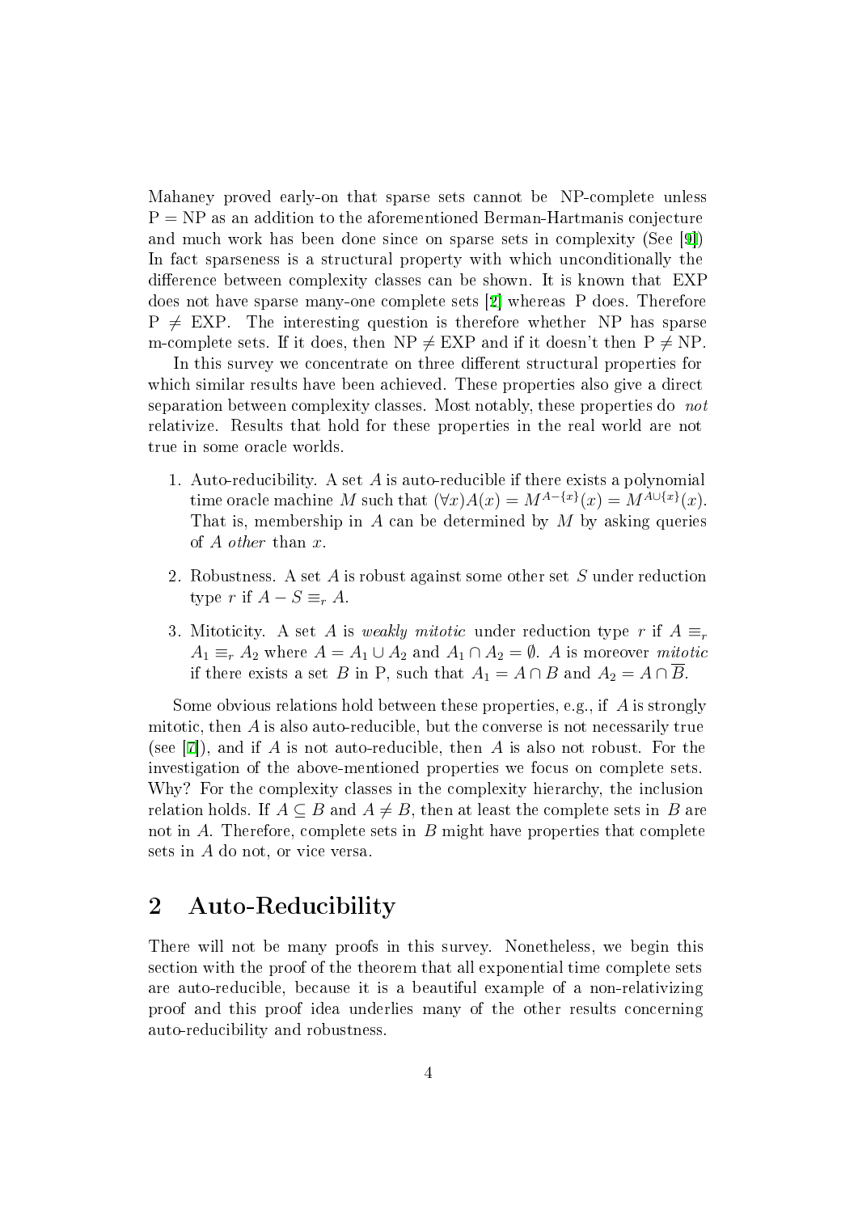Mahaney proved early-on that sparse sets cannot be NP-complete unless P = NP as an addition to the aforementioned Berman-Hartmanis conjecture and much work has been done since on sparse sets in complexity (See [9]) In fact sparseness is a structural property with which unconditionally the difference between complexity classes can be shown. It is known that EXP does not have sparse many-one complete sets [2] whereas P does. Therefore P $\neq$ EXP. The interesting question is therefore whether NP has sparse m-complete sets. If it does, then NP $\neq$ EXP and if it doesn't then P $\neq$ NP.

In this survey we concentrate on three different structural properties for which similar results have been achieved. These properties also give a direct separation between complexity classes. Most notably, these properties do *not* relativize. Results that hold for these properties in the real world are not true in some oracle worlds.

1. Auto-reducibility. A set $A$ is auto-reducible if there exists a polynomial time oracle machine $M$ such that $(\forall x) A(x) = M^{A-\{x\}}(x) = M^{A\cup\{x\}}(x)$. That is, membership in $A$ can be determined by $M$ by asking queries of $A$ *other* than $x$.

2. Robustness. A set $A$ is robust against some other set $S$ under reduction type $r$ if $A - S \equiv_r A$.

3. Mitoticity. A set $A$ is *weakly mitotic* under reduction type $r$ if $A \equiv_r A_1 \equiv_r A_2$ where $A = A_1 \cup A_2$ and $A_1 \cap A_2 = \emptyset$. $A$ is moreover *mitotic* if there exists a set $B$ in P, such that $A_1 = A \cap B$ and $A_2 = A \cap \overline{B}$.

Some obvious relations hold between these properties, e.g., if $A$ is strongly mitotic, then $A$ is also auto-reducible, but the converse is not necessarily true (see [7]), and if $A$ is not auto-reducible, then $A$ is also not robust. For the investigation of the above-mentioned properties we focus on complete sets. Why? For the complexity classes in the complexity hierarchy, the inclusion relation holds. If $A \subseteq B$ and $A \neq B$, then at least the complete sets in $B$ are not in $A$. Therefore, complete sets in $B$ might have properties that complete sets in $A$ do not, or vice versa.

## 2 Auto-Reducibility

There will not be many proofs in this survey. Nonetheless, we begin this section with the proof of the theorem that all exponential time complete sets are auto-reducible, because it is a beautiful example of a non-relativizing proof and this proof idea underlies many of the other results concerning auto-reducibility and robustness.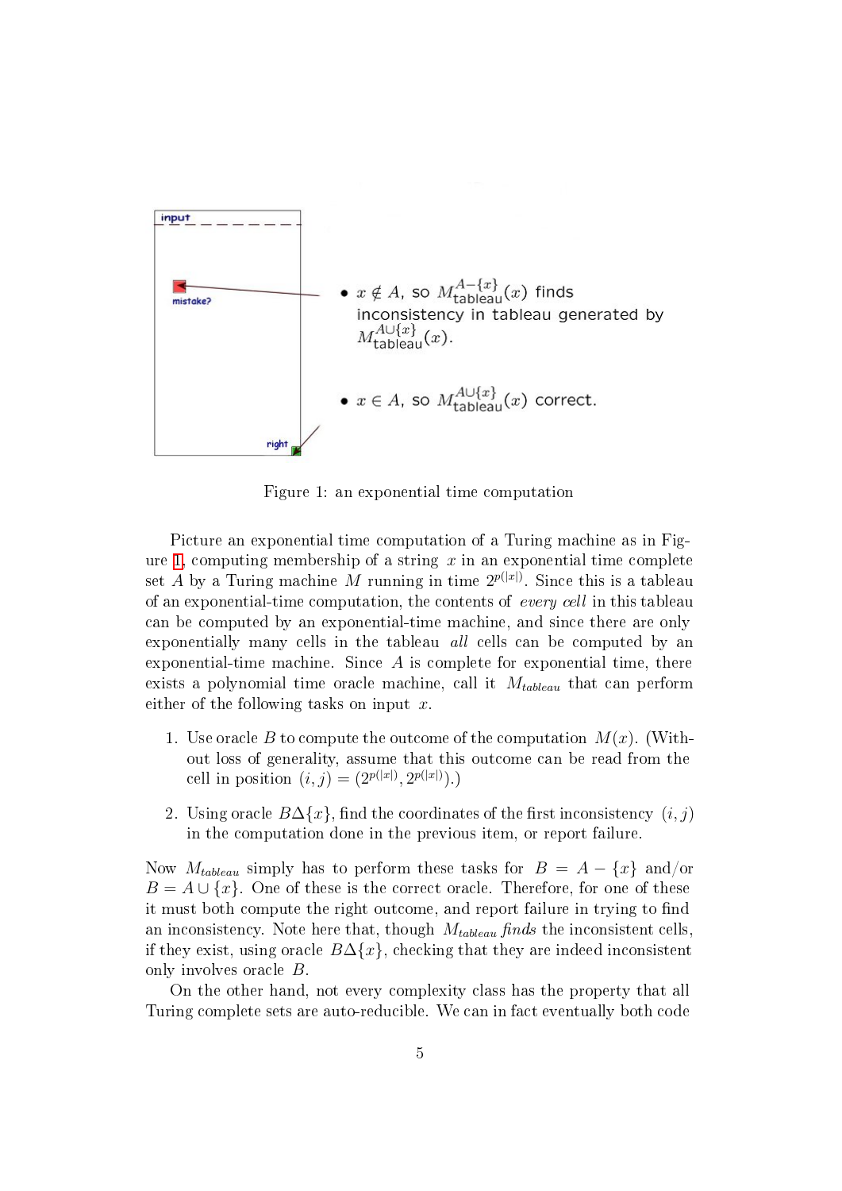- $x \notin A$, so $M_{\text{tableau}}^{A-\{x\}}(x)$ finds inconsistency in tableau generated by $M_{\text{tableau}}^{A\cup\{x\}}(x)$.
- $x \in A$, so $M_{\text{tableau}}^{A\cup\{x\}}(x)$ correct.

Figure 1: an exponential time computation

Picture an exponential time computation of a Turing machine as in Figure 1, computing membership of a string $x$ in an exponential time complete set $A$ by a Turing machine $M$ running in time $2^{p(|x|)}$. Since this is a tableau of an exponential-time computation, the contents of *every cell* in this tableau can be computed by an exponential-time machine, and since there are only exponentially many cells in the tableau *all* cells can be computed by an exponential-time machine. Since $A$ is complete for exponential time, there exists a polynomial time oracle machine, call it $M_{tableau}$ that can perform either of the following tasks on input $x$.

1. Use oracle $B$ to compute the outcome of the computation $M(x)$. (Without loss of generality, assume that this outcome can be read from the cell in position $(i, j) = (2^{p(|x|)}, 2^{p(|x|)})$.)
2. Using oracle $B\Delta\{x\}$, find the coordinates of the first inconsistency $(i, j)$ in the computation done in the previous item, or report failure.

Now $M_{tableau}$ simply has to perform these tasks for $B = A - \{x\}$ and/or $B = A \cup \{x\}$. One of these is the correct oracle. Therefore, for one of these it must both compute the right outcome, and report failure in trying to find an inconsistency. Note here that, though $M_{tableau}$ *finds* the inconsistent cells, if they exist, using oracle $B\Delta\{x\}$, checking that they are indeed inconsistent only involves oracle $B$.

On the other hand, not every complexity class has the property that all Turing complete sets are auto-reducible. We can in fact eventually both code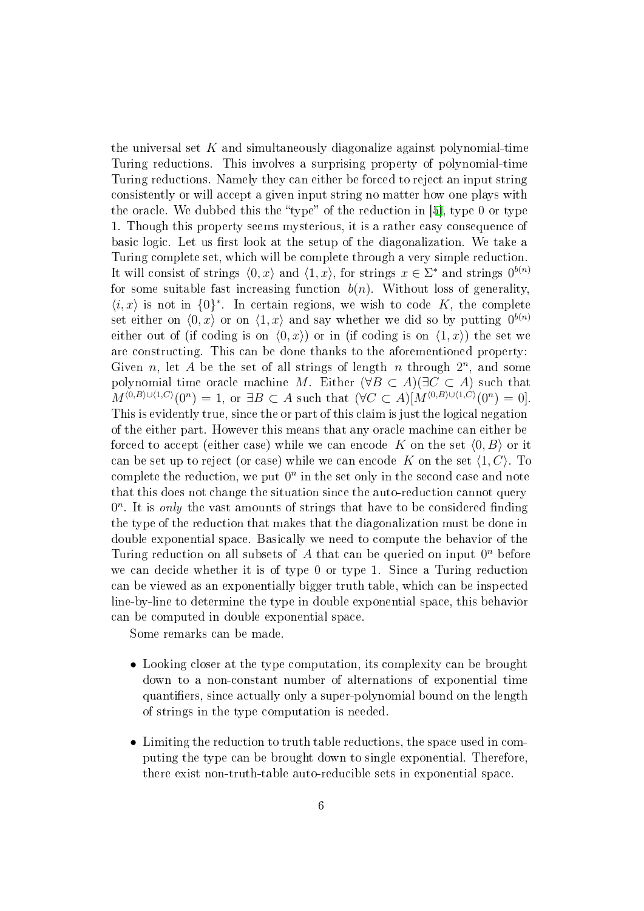the universal set $K$ and simultaneously diagonalize against polynomial-time Turing reductions. This involves a surprising property of polynomial-time Turing reductions. Namely they can either be forced to reject an input string consistently or will accept a given input string no matter how one plays with the oracle. We dubbed this the "type" of the reduction in [5], type 0 or type 1. Though this property seems mysterious, it is a rather easy consequence of basic logic. Let us first look at the setup of the diagonalization. We take a Turing complete set, which will be complete through a very simple reduction. It will consist of strings $\langle 0, x\rangle$ and $\langle 1, x\rangle$, for strings $x \in \Sigma^*$ and strings $0^{b(n)}$ for some suitable fast increasing function $b(n)$. Without loss of generality, $\langle i, x\rangle$ is not in $\{0\}^*$. In certain regions, we wish to code $K$, the complete set either on $\langle 0, x\rangle$ or on $\langle 1, x\rangle$ and say whether we did so by putting $0^{b(n)}$ either out of (if coding is on $\langle 0, x\rangle$) or in (if coding is on $\langle 1, x\rangle$) the set we are constructing. This can be done thanks to the aforementioned property: Given $n$, let $A$ be the set of all strings of length $n$ through $2^n$, and some polynomial time oracle machine $M$. Either $(\forall B \subset A)(\exists C \subset A)$ such that $M^{\langle 0,B\rangle \cup \langle 1,C\rangle}(0^n) = 1$, or $\exists B \subset A$ such that $(\forall C \subset A)[M^{\langle 0,B\rangle \cup \langle 1,C\rangle}(0^n) = 0]$. This is evidently true, since the or part of this claim is just the logical negation of the either part. However this means that any oracle machine can either be forced to accept (either case) while we can encode $K$ on the set $\langle 0, B\rangle$ or it can be set up to reject (or case) while we can encode $K$ on the set $\langle 1, C\rangle$. To complete the reduction, we put $0^n$ in the set only in the second case and note that this does not change the situation since the auto-reduction cannot query $0^n$. It is *only* the vast amounts of strings that have to be considered finding the type of the reduction that makes that the diagonalization must be done in double exponential space. Basically we need to compute the behavior of the Turing reduction on all subsets of $A$ that can be queried on input $0^n$ before we can decide whether it is of type 0 or type 1. Since a Turing reduction can be viewed as an exponentially bigger truth table, which can be inspected line-by-line to determine the type in double exponential space, this behavior can be computed in double exponential space.

Some remarks can be made.

- Looking closer at the type computation, its complexity can be brought down to a non-constant number of alternations of exponential time quantifiers, since actually only a super-polynomial bound on the length of strings in the type computation is needed.

- Limiting the reduction to truth table reductions, the space used in computing the type can be brought down to single exponential. Therefore, there exist non-truth-table auto-reducible sets in exponential space.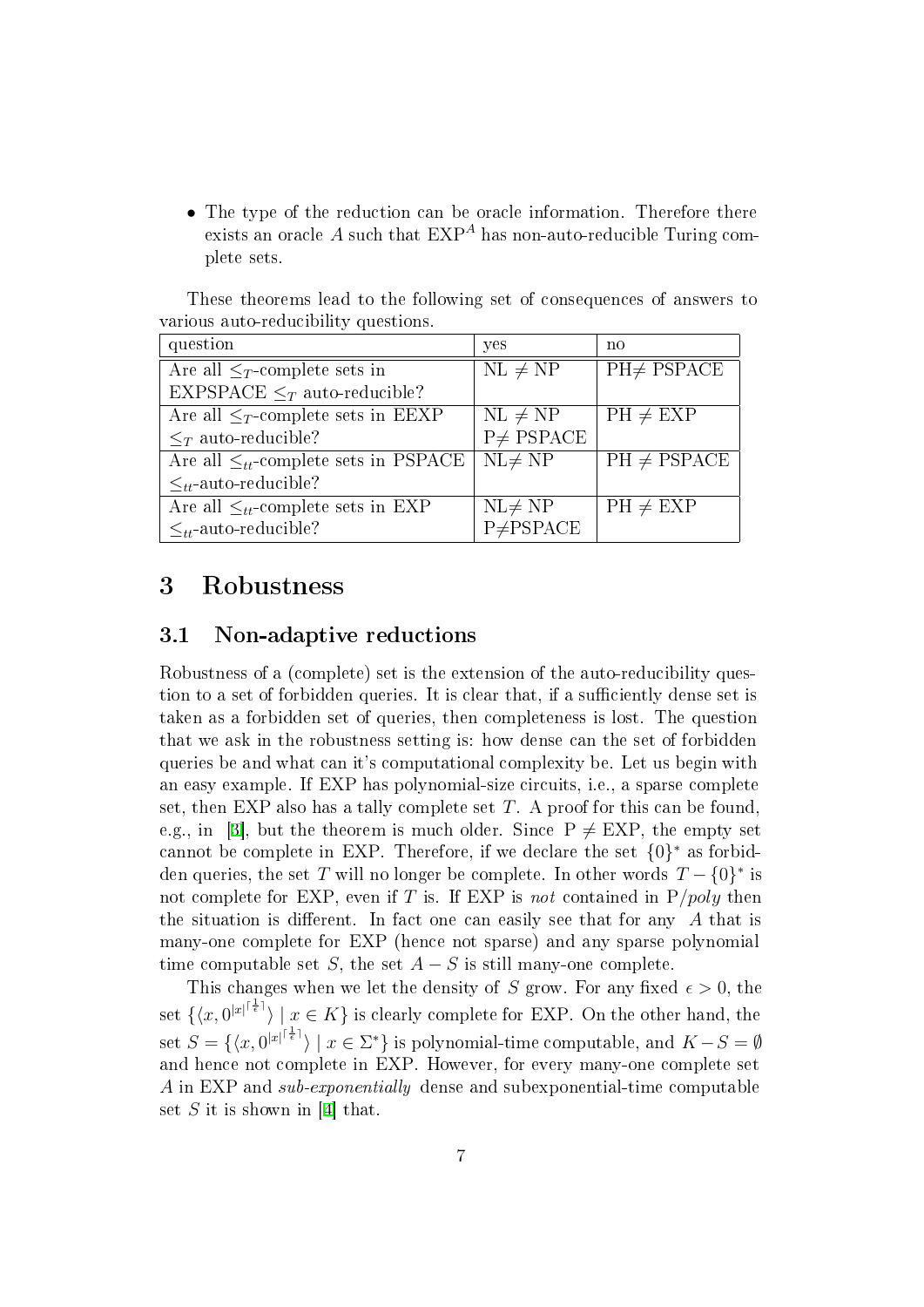- The type of the reduction can be oracle information. Therefore there exists an oracle $A$ such that $\mathrm{EXP}^A$ has non-auto-reducible Turing complete sets.

These theorems lead to the following set of consequences of answers to various auto-reducibility questions.

| question | yes | no |
|---|---|---|
| Are all $\leq_T$-complete sets in EXPSPACE $\leq_T$ auto-reducible? | NL $\neq$ NP | PH$\neq$ PSPACE |
| Are all $\leq_T$-complete sets in EEXP $\leq_T$ auto-reducible? | NL $\neq$ NP<br>P$\neq$ PSPACE | PH $\neq$ EXP |
| Are all $\leq_{tt}$-complete sets in PSPACE $\leq_{tt}$-auto-reducible? | NL$\neq$ NP | PH $\neq$ PSPACE |
| Are all $\leq_{tt}$-complete sets in EXP $\leq_{tt}$-auto-reducible? | NL$\neq$ NP<br>P$\neq$PSPACE | PH $\neq$ EXP |

# 3 Robustness

## 3.1 Non-adaptive reductions

Robustness of a (complete) set is the extension of the auto-reducibility question to a set of forbidden queries. It is clear that, if a sufficiently dense set is taken as a forbidden set of queries, then completeness is lost. The question that we ask in the robustness setting is: how dense can the set of forbidden queries be and what can it's computational complexity be. Let us begin with an easy example. If EXP has polynomial-size circuits, i.e., a sparse complete set, then EXP also has a tally complete set $T$. A proof for this can be found, e.g., in [3], but the theorem is much older. Since P $\neq$ EXP, the empty set cannot be complete in EXP. Therefore, if we declare the set $\{0\}^*$ as forbidden queries, the set $T$ will no longer be complete. In other words $T - \{0\}^*$ is not complete for EXP, even if $T$ is. If EXP is *not* contained in P/*poly* then the situation is different. In fact one can easily see that for any $A$ that is many-one complete for EXP (hence not sparse) and any sparse polynomial time computable set $S$, the set $A - S$ is still many-one complete.

This changes when we let the density of $S$ grow. For any fixed $\epsilon > 0$, the set $\{\langle x, 0^{|x|^{\lceil \frac{1}{\epsilon} \rceil}} \rangle \mid x \in K\}$ is clearly complete for EXP. On the other hand, the set $S = \{\langle x, 0^{|x|^{\lceil \frac{1}{\epsilon} \rceil}} \rangle \mid x \in \Sigma^*\}$ is polynomial-time computable, and $K - S = \emptyset$ and hence not complete in EXP. However, for every many-one complete set $A$ in EXP and *sub-exponentially* dense and subexponential-time computable set $S$ it is shown in [4] that.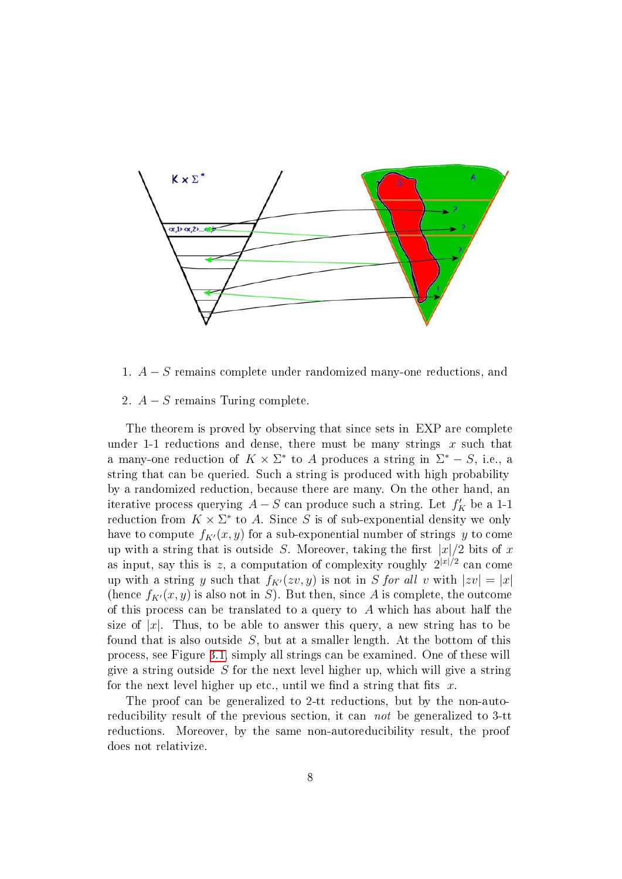1. $A - S$ remains complete under randomized many-one reductions, and

2. $A - S$ remains Turing complete.

The theorem is proved by observing that since sets in EXP are complete under 1-1 reductions and dense, there must be many strings $x$ such that a many-one reduction of $K \times \Sigma^*$ to $A$ produces a string in $\Sigma^* - S$, i.e., a string that can be queried. Such a string is produced with high probability by a randomized reduction, because there are many. On the other hand, an iterative process querying $A - S$ can produce such a string. Let $f'_K$ be a 1-1 reduction from $K \times \Sigma^*$ to $A$. Since $S$ is of sub-exponential density we only have to compute $f_{K'}(x, y)$ for a sub-exponential number of strings $y$ to come up with a string that is outside $S$. Moreover, taking the first $|x|/2$ bits of $x$ as input, say this is $z$, a computation of complexity roughly $2^{|x|/2}$ can come up with a string $y$ such that $f_{K'}(zv, y)$ is not in $S$ *for all* $v$ with $|zv| = |x|$ (hence $f_{K'}(x, y)$ is also not in $S$). But then, since $A$ is complete, the outcome of this process can be translated to a query to $A$ which has about half the size of $|x|$. Thus, to be able to answer this query, a new string has to be found that is also outside $S$, but at a smaller length. At the bottom of this process, see Figure 3.1, simply all strings can be examined. One of these will give a string outside $S$ for the next level higher up, which will give a string for the next level higher up etc., until we find a string that fits $x$.

The proof can be generalized to 2-tt reductions, but by the non-autoreducibility result of the previous section, it can *not* be generalized to 3-tt reductions. Moreover, by the same non-autoreducibility result, the proof does not relativize.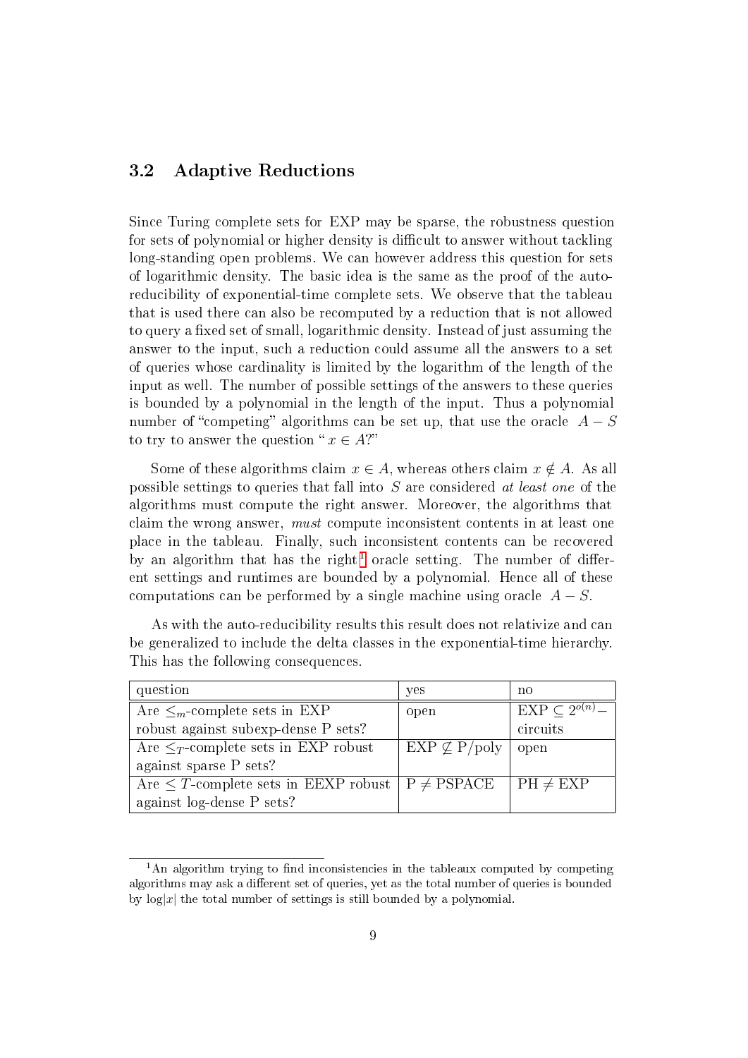## 3.2 Adaptive Reductions

Since Turing complete sets for EXP may be sparse, the robustness question for sets of polynomial or higher density is difficult to answer without tackling long-standing open problems. We can however address this question for sets of logarithmic density. The basic idea is the same as the proof of the auto-reducibility of exponential-time complete sets. We observe that the tableau that is used there can also be recomputed by a reduction that is not allowed to query a fixed set of small, logarithmic density. Instead of just assuming the answer to the input, such a reduction could assume all the answers to a set of queries whose cardinality is limited by the logarithm of the length of the input as well. The number of possible settings of the answers to these queries is bounded by a polynomial in the length of the input. Thus a polynomial number of "competing" algorithms can be set up, that use the oracle $A - S$ to try to answer the question "$x \in A$?"

Some of these algorithms claim $x \in A$, whereas others claim $x \notin A$. As all possible settings to queries that fall into $S$ are considered *at least one* of the algorithms must compute the right answer. Moreover, the algorithms that claim the wrong answer, *must* compute inconsistent contents in at least one place in the tableau. Finally, such inconsistent contents can be recovered by an algorithm that has the right[1] oracle setting. The number of different settings and runtimes are bounded by a polynomial. Hence all of these computations can be performed by a single machine using oracle $A - S$.

As with the auto-reducibility results this result does not relativize and can be generalized to include the delta classes in the exponential-time hierarchy. This has the following consequences.

| question | yes | no |
|---|---|---|
| Are $\leq_m$-complete sets in EXP robust against subexp-dense P sets? | open | $\mathrm{EXP} \subseteq 2^{o(n)}-$ circuits |
| Are $\leq_T$-complete sets in EXP robust against sparse P sets? | $\mathrm{EXP} \not\subseteq \mathrm{P/poly}$ | open |
| Are $\leq T$-complete sets in EEXP robust against log-dense P sets? | $\mathrm{P} \neq \mathrm{PSPACE}$ | $\mathrm{PH} \neq \mathrm{EXP}$ |

[1] An algorithm trying to find inconsistencies in the tableaux computed by competing algorithms may ask a different set of queries, yet as the total number of queries is bounded by $\log|x|$ the total number of settings is still bounded by a polynomial.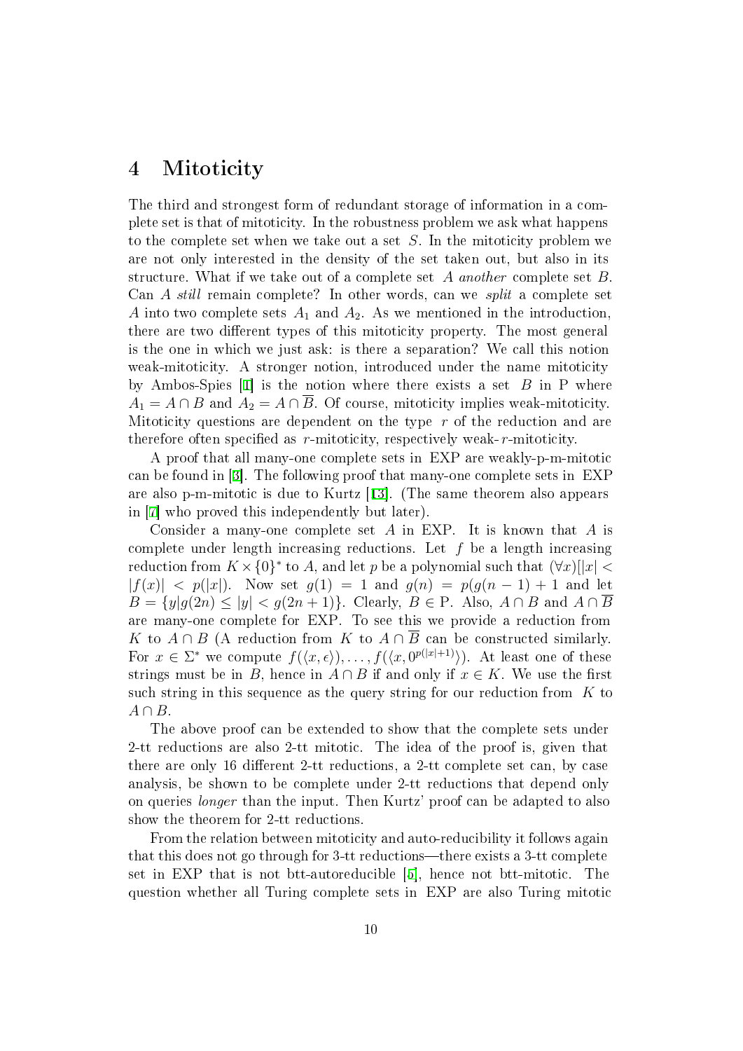# 4 Mitoticity

The third and strongest form of redundant storage of information in a complete set is that of mitoticity. In the robustness problem we ask what happens to the complete set when we take out a set $S$. In the mitoticity problem we are not only interested in the density of the set taken out, but also in its structure. What if we take out of a complete set $A$ *another* complete set $B$. Can $A$ *still* remain complete? In other words, can we *split* a complete set $A$ into two complete sets $A_1$ and $A_2$. As we mentioned in the introduction, there are two different types of this mitoticity property. The most general is the one in which we just ask: is there a separation? We call this notion weak-mitoticity. A stronger notion, introduced under the name mitoticity by Ambos-Spies [1] is the notion where there exists a set $B$ in P where $A_1 = A \cap B$ and $A_2 = A \cap \overline{B}$. Of course, mitoticity implies weak-mitoticity. Mitoticity questions are dependent on the type $r$ of the reduction and are therefore often specified as $r$-mitoticity, respectively weak-$r$-mitoticity.

A proof that all many-one complete sets in EXP are weakly-p-m-mitotic can be found in [3]. The following proof that many-one complete sets in EXP are also p-m-mitotic is due to Kurtz [13]. (The same theorem also appears in [7] who proved this independently but later).

Consider a many-one complete set $A$ in EXP. It is known that $A$ is complete under length increasing reductions. Let $f$ be a length increasing reduction from $K \times \{0\}^*$ to $A$, and let $p$ be a polynomial such that $(\forall x)[|x| < |f(x)| < p(|x|)$. Now set $g(1) = 1$ and $g(n) = p(g(n-1) + 1$ and let $B = \{y | g(2n) \leq |y| < g(2n+1)\}$. Clearly, $B \in$ P. Also, $A \cap B$ and $A \cap \overline{B}$ are many-one complete for EXP. To see this we provide a reduction from $K$ to $A \cap B$ (A reduction from $K$ to $A \cap \overline{B}$ can be constructed similarly. For $x \in \Sigma^*$ we compute $f(\langle x, \epsilon \rangle), \ldots, f(\langle x, 0^{p(|x|+1)} \rangle)$. At least one of these strings must be in $B$, hence in $A \cap B$ if and only if $x \in K$. We use the first such string in this sequence as the query string for our reduction from $K$ to $A \cap B$.

The above proof can be extended to show that the complete sets under 2-tt reductions are also 2-tt mitotic. The idea of the proof is, given that there are only 16 different 2-tt reductions, a 2-tt complete set can, by case analysis, be shown to be complete under 2-tt reductions that depend only on queries *longer* than the input. Then Kurtz' proof can be adapted to also show the theorem for 2-tt reductions.

From the relation between mitoticity and auto-reducibility it follows again that this does not go through for 3-tt reductions—there exists a 3-tt complete set in EXP that is not btt-autoreducible [5], hence not btt-mitotic. The question whether all Turing complete sets in EXP are also Turing mitotic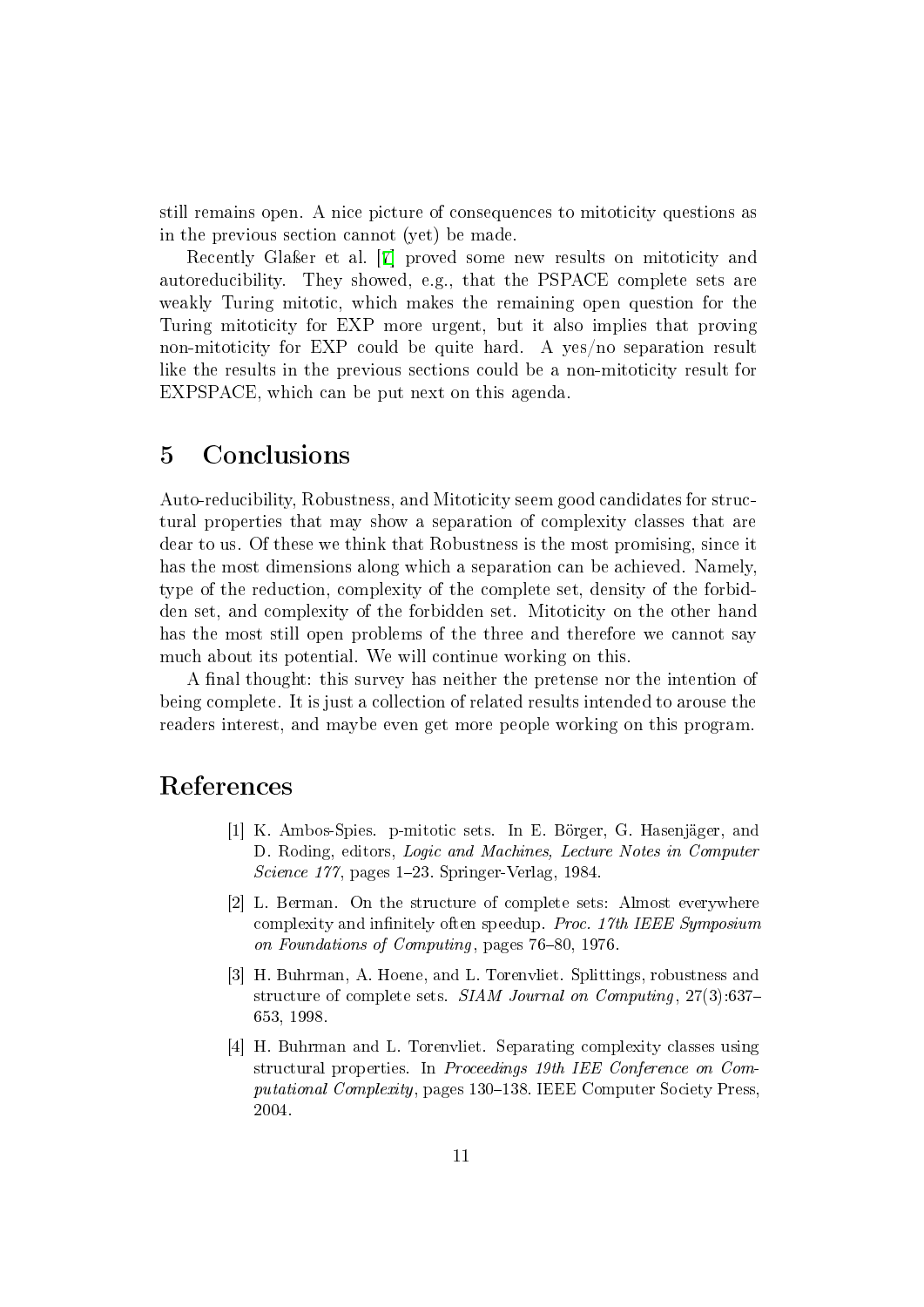still remains open. A nice picture of consequences to mitoticity questions as in the previous section cannot (yet) be made.

Recently Glaßer et al. [7] proved some new results on mitoticity and autoreducibility. They showed, e.g., that the PSPACE complete sets are weakly Turing mitotic, which makes the remaining open question for the Turing mitoticity for EXP more urgent, but it also implies that proving non-mitoticity for EXP could be quite hard. A yes/no separation result like the results in the previous sections could be a non-mitoticity result for EXPSPACE, which can be put next on this agenda.

# 5 Conclusions

Auto-reducibility, Robustness, and Mitoticity seem good candidates for structural properties that may show a separation of complexity classes that are dear to us. Of these we think that Robustness is the most promising, since it has the most dimensions along which a separation can be achieved. Namely, type of the reduction, complexity of the complete set, density of the forbidden set, and complexity of the forbidden set. Mitoticity on the other hand has the most still open problems of the three and therefore we cannot say much about its potential. We will continue working on this.

A final thought: this survey has neither the pretense nor the intention of being complete. It is just a collection of related results intended to arouse the readers interest, and maybe even get more people working on this program.

# References

[1] K. Ambos-Spies. p-mitotic sets. In E. Börger, G. Hasenjäger, and D. Roding, editors, *Logic and Machines, Lecture Notes in Computer Science 177*, pages 1–23. Springer-Verlag, 1984.

[2] L. Berman. On the structure of complete sets: Almost everywhere complexity and infinitely often speedup. *Proc. 17th IEEE Symposium on Foundations of Computing*, pages 76–80, 1976.

[3] H. Buhrman, A. Hoene, and L. Torenvliet. Splittings, robustness and structure of complete sets. *SIAM Journal on Computing*, 27(3):637–653, 1998.

[4] H. Buhrman and L. Torenvliet. Separating complexity classes using structural properties. In *Proceedings 19th IEE Conference on Computational Complexity*, pages 130–138. IEEE Computer Society Press, 2004.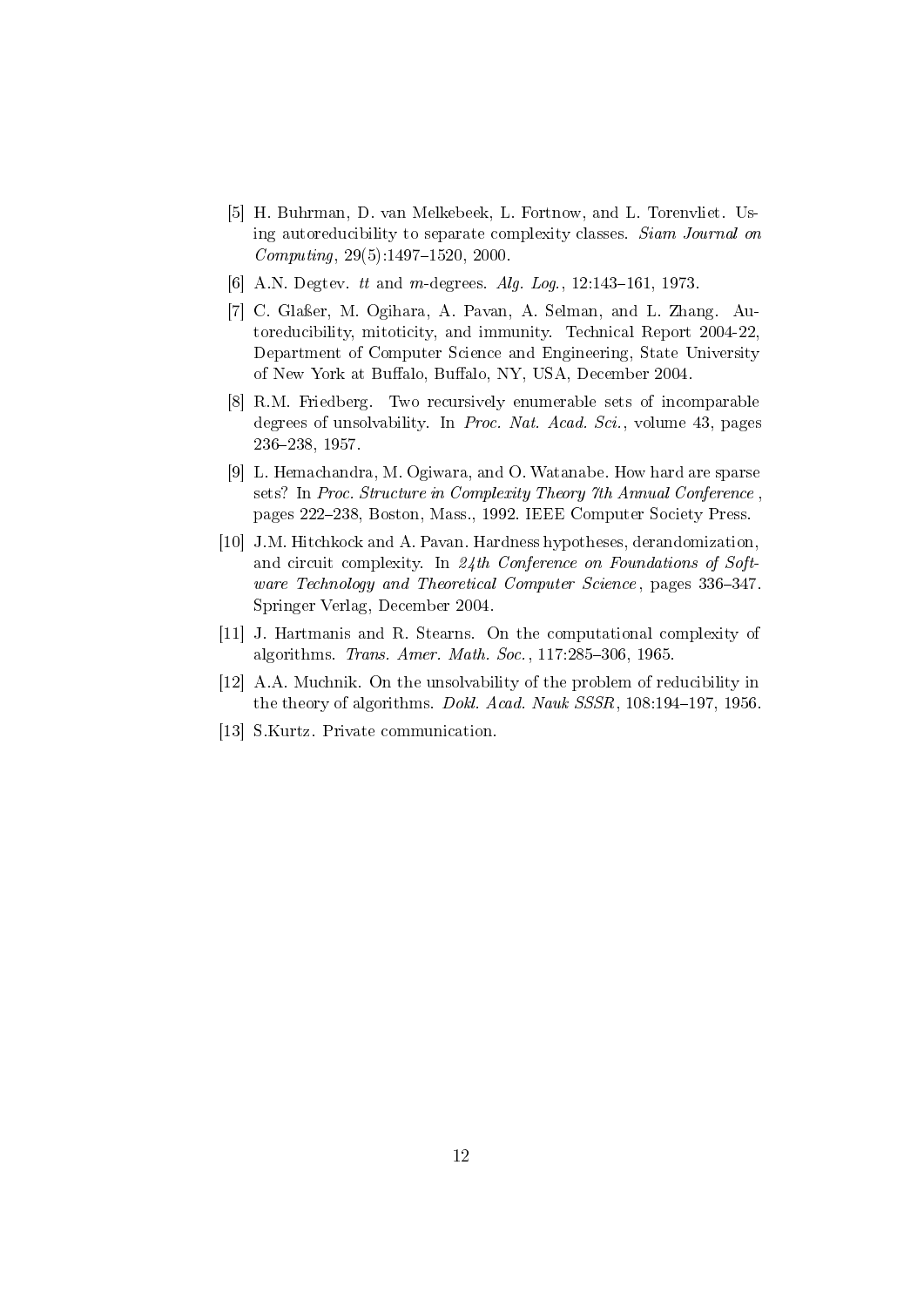[5] H. Buhrman, D. van Melkebeek, L. Fortnow, and L. Torenvliet. Using autoreducibility to separate complexity classes. *Siam Journal on Computing*, 29(5):1497–1520, 2000.

[6] A.N. Degtev. *tt* and *m*-degrees. *Alg. Log.*, 12:143–161, 1973.

[7] C. Glaßer, M. Ogihara, A. Pavan, A. Selman, and L. Zhang. Autoreducibility, mitoticity, and immunity. Technical Report 2004-22, Department of Computer Science and Engineering, State University of New York at Buffalo, Buffalo, NY, USA, December 2004.

[8] R.M. Friedberg. Two recursively enumerable sets of incomparable degrees of unsolvability. In *Proc. Nat. Acad. Sci.*, volume 43, pages 236–238, 1957.

[9] L. Hemachandra, M. Ogiwara, and O. Watanabe. How hard are sparse sets? In *Proc. Structure in Complexity Theory 7th Annual Conference*, pages 222–238, Boston, Mass., 1992. IEEE Computer Society Press.

[10] J.M. Hitchkock and A. Pavan. Hardness hypotheses, derandomization, and circuit complexity. In *24th Conference on Foundations of Software Technology and Theoretical Computer Science*, pages 336–347. Springer Verlag, December 2004.

[11] J. Hartmanis and R. Stearns. On the computational complexity of algorithms. *Trans. Amer. Math. Soc.*, 117:285–306, 1965.

[12] A.A. Muchnik. On the unsolvability of the problem of reducibility in the theory of algorithms. *Dokl. Acad. Nauk SSSR*, 108:194–197, 1956.

[13] S.Kurtz. Private communication.